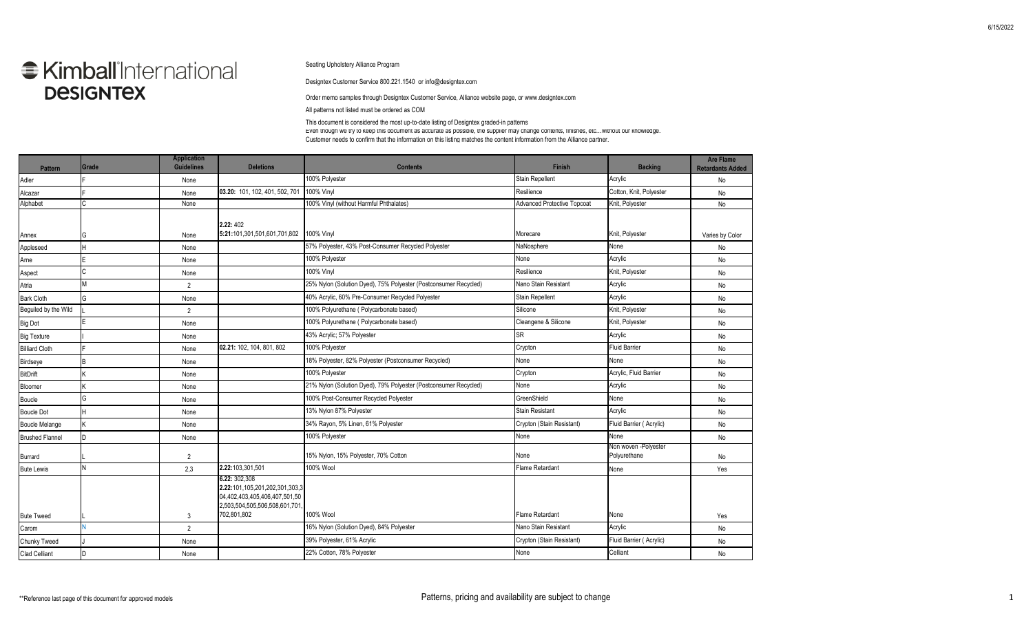Kimball International DESIGNTEX

Seating Upholstery Alliance Program

Designtex Customer Service 800.221.1540 or info@designtex.com

Order memo samples through Designtex Customer Service, Alliance website page, or www.designtex.com

All patterns not listed must be ordered as COM

This document is considered the most up-to-date listing of Designtex graded-in patterns

Even though we try to keep this document as accurate as possible, the supplier may change contents, finishes, etc…without our knowledge.
Customer needs to confirm that the information on this listing matches the content information from the Alliance partner.

| Pattern | Grade | Application Guidelines | Deletions | Contents | Finish | Backing | Are Flame Retardants Added |
|---|---|---|---|---|---|---|---|
| Adler | F | None | | 100% Polyester | Stain Repellent | Acrylic | No |
| Alcazar | F | None | 03.20: 101, 102, 401, 502, 701 | 100% Vinyl | Resilience | Cotton, Knit, Polyester | No |
| Alphabet | C | None | | 100% Vinyl (without Harmful Phthalates) | Advanced Protective Topcoat | Knit, Polyester | No |
| Annex | G | None | 2.22: 402 5:21:101,301,501,601,701,802 | 100% Vinyl | Morecare | Knit, Polyester | Varies by Color |
| Appleseed | H | None | | 57% Polyester, 43% Post-Consumer Recycled Polyester | NaNosphere | None | No |
| Arne | E | None | | 100% Polyester | None | Acrylic | No |
| Aspect | C | None | | 100% Vinyl | Resilience | Knit, Polyester | No |
| Atria | M | 2 | | 25% Nylon (Solution Dyed), 75% Polyester (Postconsumer Recycled) | Nano Stain Resistant | Acrylic | No |
| Bark Cloth | G | None | | 40% Acrylic, 60% Pre-Consumer Recycled Polyester | Stain Repellent | Acrylic | No |
| Beguiled by the Wild | L | 2 | | 100% Polyurethane ( Polycarbonate based) | Silicone | Knit, Polyester | No |
| Big Dot | E | None | | 100% Polyurethane ( Polycarbonate based) | Cleangene & Silicone | Knit, Polyester | No |
| Big Texture | I | None | | 43% Acrylic; 57% Polyester | SR | Acrylic | No |
| Billiard Cloth | F | None | 02.21: 102, 104, 801, 802 | 100% Polyester | Crypton | Fluid Barrier | No |
| Birdseye | B | None | | 18% Polyester, 82% Polyester (Postconsumer Recycled) | None | None | No |
| BitDrift | K | None | | 100% Polyester | Crypton | Acrylic, Fluid Barrier | No |
| Bloomer | K | None | | 21% Nylon (Solution Dyed), 79% Polyester (Postconsumer Recycled) | None | Acrylic | No |
| Boucle | G | None | | 100% Post-Consumer Recycled Polyester | GreenShield | None | No |
| Boucle Dot | H | None | | 13% Nylon 87% Polyester | Stain Resistant | Acrylic | No |
| Boucle Melange | K | None | | 34% Rayon, 5% Linen, 61% Polyester | Crypton (Stain Resistant) | Fluid Barrier ( Acrylic) | No |
| Brushed Flannel | D | None | | 100% Polyester | None | None | No |
| Burrard | L | 2 | | 15% Nylon, 15% Polyester, 70% Cotton | None | Non woven -Polyester Polyurethane | No |
| Bute Lewis | N | 2,3 | 2.22:103,301,501 | 100% Wool | Flame Retardant | None | Yes |
| Bute Tweed | L | 3 | 6.22: 302,308 2.22:101,105,201,202,301,303,304,402,403,405,406,407,501,502,503,504,505,506,508,601,701,702,801,802 | 100% Wool | Flame Retardant | None | Yes |
| Carom | N | 2 | | 16% Nylon (Solution Dyed), 84% Polyester | Nano Stain Resistant | Acrylic | No |
| Chunky Tweed | J | None | | 39% Polyester, 61% Acrylic | Crypton (Stain Resistant) | Fluid Barrier ( Acrylic) | No |
| Clad Celliant | D | None | | 22% Cotton, 78% Polyester | None | Celliant | No |

**Reference last page of this document for approved models

Patterns, pricing and availability are subject to change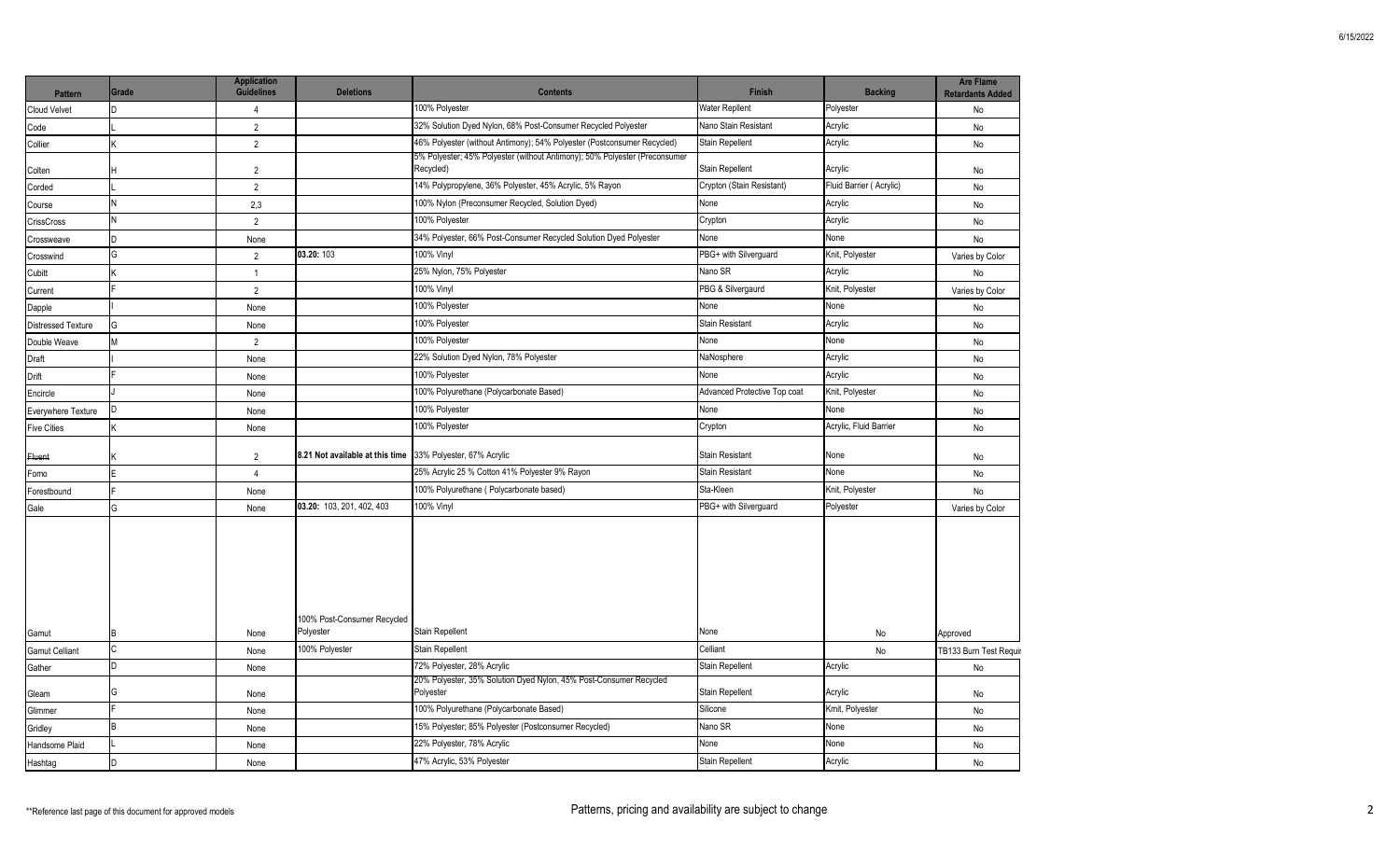| Pattern | Grade | Application Guidelines | Deletions | Contents | Finish | Backing | Are Flame Retardants Added |
|---|---|---|---|---|---|---|---|
| Cloud Velvet | D | 4 | | 100% Polyester | Water Repllent | Polyester | No |
| Code | L | 2 | | 32% Solution Dyed Nylon, 68% Post-Consumer Recycled Polyester | Nano Stain Resistant | Acrylic | No |
| Collier | K | 2 | | 46% Polyester (without Antimony); 54% Polyester (Postconsumer Recycled) | Stain Repellent | Acrylic | No |
| Colten | H | 2 | | 5% Polyester; 45% Polyester (without Antimony); 50% Polyester (Preconsumer Recycled) | Stain Repellent | Acrylic | No |
| Corded | L | 2 | | 14% Polypropylene, 36% Polyester, 45% Acrylic, 5% Rayon | Crypton (Stain Resistant) | Fluid Barrier ( Acrylic) | No |
| Course | N | 2,3 | | 100% Nylon (Preconsumer Recycled, Solution Dyed) | None | Acrylic | No |
| CrissCross | N | 2 | | 100% Polyester | Crypton | Acrylic | No |
| Crossweave | D | None | | 34% Polyester, 66% Post-Consumer Recycled Solution Dyed Polyester | None | None | No |
| Crosswind | G | 2 | **03.20:** 103 | 100% Vinyl | PBG+ with Silverguard | Knit, Polyester | Varies by Color |
| Cubitt | K | 1 | | 25% Nylon, 75% Polyester | Nano SR | Acrylic | No |
| Current | F | 2 | | 100% Vinyl | PBG & Silvergaurd | Knit, Polyester | Varies by Color |
| Dapple | I | None | | 100% Polyester | None | None | No |
| Distressed Texture | G | None | | 100% Polyester | Stain Resistant | Acrylic | No |
| Double Weave | M | 2 | | 100% Polyester | None | None | No |
| Draft | I | None | | 22% Solution Dyed Nylon, 78% Polyester | NaNosphere | Acrylic | No |
| Drift | F | None | | 100% Polyester | None | Acrylic | No |
| Encircle | J | None | | 100% Polyurethane (Polycarbonate Based) | Advanced Protective Top coat | Knit, Polyester | No |
| Everywhere Texture | D | None | | 100% Polyester | None | None | No |
| Five Cities | K | None | | 100% Polyester | Crypton | Acrylic, Fluid Barrier | No |
| ~~Fluent~~ | K | 2 | **8.21 Not available at this time** | 33% Polyester, 67% Acrylic | Stain Resistant | None | No |
| Fomo | E | 4 | | 25% Acrylic 25 % Cotton 41% Polyester 9% Rayon | Stain Resistant | None | No |
| Forestbound | F | None | | 100% Polyurethane ( Polycarbonate based) | Sta-Kleen | Knit, Polyester | No |
| Gale | G | None | **03.20:** 103, 201, 402, 403 | 100% Vinyl | PBG+ with Silverguard | Polyester | Varies by Color |
| Gamut | B | None | 100% Post-Consumer Recycled Polyester | Stain Repellent | None | No | Approved |
| Gamut Celliant | C | None | 100% Polyester | Stain Repellent | Celliant | No | TB133 Burn Test Requir |
| Gather | D | None | | 72% Polyester, 28% Acrylic | Stain Repellent | Acrylic | No |
| Gleam | G | None | | 20% Polyester, 35% Solution Dyed Nylon, 45% Post-Consumer Recycled Polyester | Stain Repellent | Acrylic | No |
| Glimmer | F | None | | 100% Polyurethane (Polycarbonate Based) | Silicone | Kmit, Polyester | No |
| Gridley | B | None | | 15% Polyester; 85% Polyester (Postconsumer Recycled) | Nano SR | None | No |
| Handsome Plaid | L | None | | 22% Polyester, 78% Acrylic | None | None | No |
| Hashtag | D | None | | 47% Acrylic, 53% Polyester | Stain Repellent | Acrylic | No |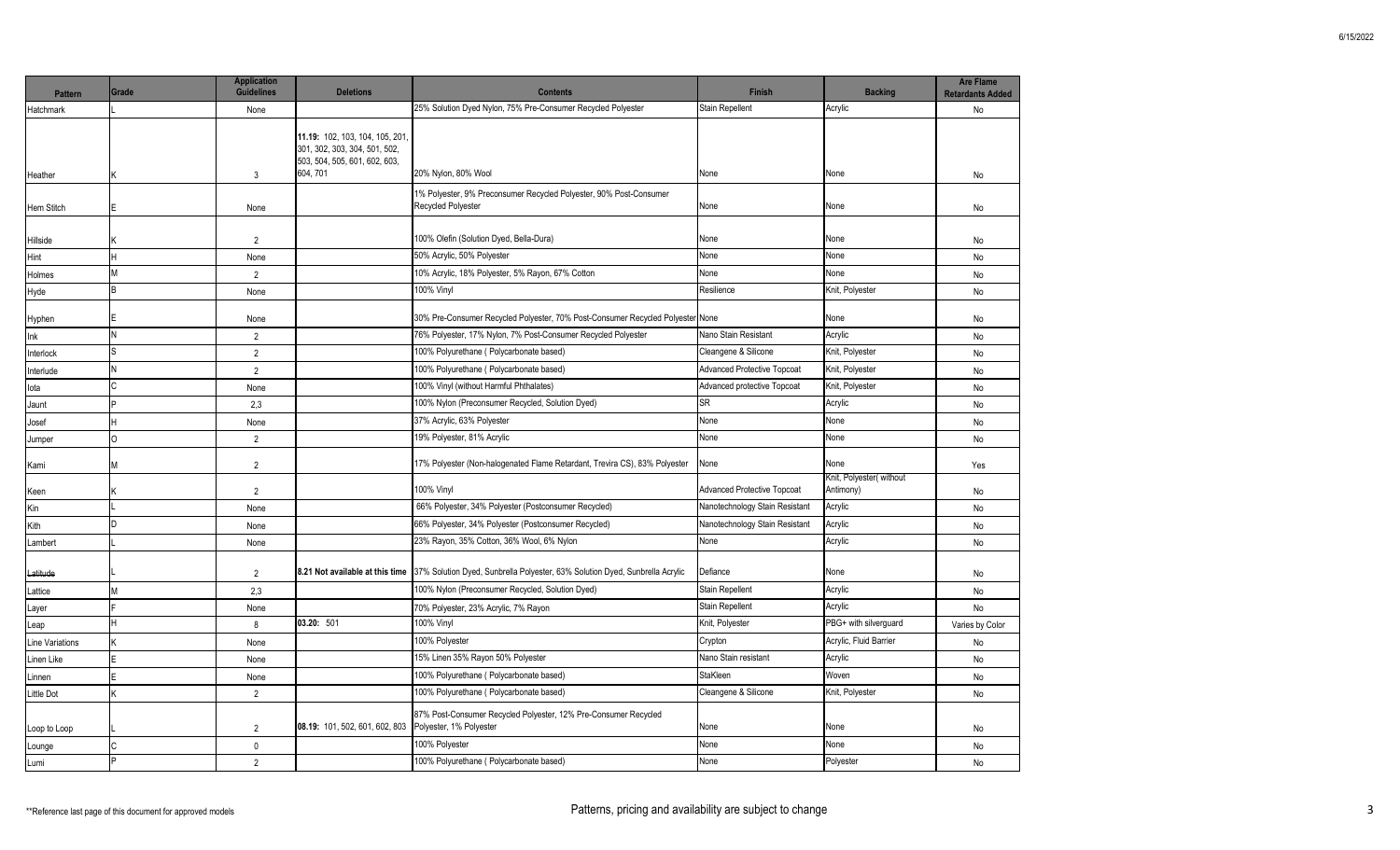| Pattern | Grade | Application Guidelines | Deletions | Contents | Finish | Backing | Are Flame Retardants Added |
|---|---|---|---|---|---|---|---|
| Hatchmark | L | None | | 25% Solution Dyed Nylon, 75% Pre-Consumer Recycled Polyester | Stain Repellent | Acrylic | No |
| Heather | K | 3 | **11.19:** 102, 103, 104, 105, 201, 301, 302, 303, 304, 501, 502, 503, 504, 505, 601, 602, 603, 604, 701 | 20% Nylon, 80% Wool | None | None | No |
| Hem Stitch | E | None | | 1% Polyester, 9% Preconsumer Recycled Polyester, 90% Post-Consumer Recycled Polyester | None | None | No |
| Hillside | K | 2 | | 100% Olefin (Solution Dyed, Bella-Dura) | None | None | No |
| Hint | H | None | | 50% Acrylic, 50% Polyester | None | None | No |
| Holmes | M | 2 | | 10% Acrylic, 18% Polyester, 5% Rayon, 67% Cotton | None | None | No |
| Hyde | B | None | | 100% Vinyl | Resilience | Knit, Polyester | No |
| Hyphen | E | None | | 30% Pre-Consumer Recycled Polyester, 70% Post-Consumer Recycled Polyester | None | None | No |
| Ink | N | 2 | | 76% Polyester, 17% Nylon, 7% Post-Consumer Recycled Polyester | Nano Stain Resistant | Acrylic | No |
| Interlock | S | 2 | | 100% Polyurethane ( Polycarbonate based) | Cleangene & Silicone | Knit, Polyester | No |
| Interlude | N | 2 | | 100% Polyurethane ( Polycarbonate based) | Advanced Protective Topcoat | Knit, Polyester | No |
| Iota | C | None | | 100% Vinyl (without Harmful Phthalates) | Advanced protective Topcoat | Knit, Polyester | No |
| Jaunt | P | 2,3 | | 100% Nylon (Preconsumer Recycled, Solution Dyed) | SR | Acrylic | No |
| Josef | H | None | | 37% Acrylic, 63% Polyester | None | None | No |
| Jumper | O | 2 | | 19% Polyester, 81% Acrylic | None | None | No |
| Kami | M | 2 | | 17% Polyester (Non-halogenated Flame Retardant, Trevira CS), 83% Polyester | None | None | Yes |
| Keen | K | 2 | | 100% Vinyl | Advanced Protective Topcoat | Knit, Polyester( without Antimony) | No |
| Kin | L | None | | 66% Polyester, 34% Polyester (Postconsumer Recycled) | Nanotechnology Stain Resistant | Acrylic | No |
| Kith | D | None | | 66% Polyester, 34% Polyester (Postconsumer Recycled) | Nanotechnology Stain Resistant | Acrylic | No |
| Lambert | L | None | | 23% Rayon, 35% Cotton, 36% Wool, 6% Nylon | None | Acrylic | No |
| ~~Latitude~~ | L | 2 | **8.21 Not available at this time** | 37% Solution Dyed, Sunbrella Polyester, 63% Solution Dyed, Sunbrella Acrylic | Defiance | None | No |
| Lattice | M | 2,3 | | 100% Nylon (Preconsumer Recycled, Solution Dyed) | Stain Repellent | Acrylic | No |
| Layer | F | None | | 70% Polyester, 23% Acrylic, 7% Rayon | Stain Repellent | Acrylic | No |
| Leap | H | 8 | **03.20:** 501 | 100% Vinyl | Knit, Polyester | PBG+ with silverguard | Varies by Color |
| Line Variations | K | None | | 100% Polyester | Crypton | Acrylic, Fluid Barrier | No |
| Linen Like | E | None | | 15% Linen 35% Rayon 50% Polyester | Nano Stain resistant | Acrylic | No |
| Linnen | E | None | | 100% Polyurethane ( Polycarbonate based) | StaKleen | Woven | No |
| Little Dot | K | 2 | | 100% Polyurethane ( Polycarbonate based) | Cleangene & Silicone | Knit, Polyester | No |
| Loop to Loop | L | 2 | **08.19:** 101, 502, 601, 602, 803 | 87% Post-Consumer Recycled Polyester, 12% Pre-Consumer Recycled Polyester, 1% Polyester | None | None | No |
| Lounge | C | 0 | | 100% Polyester | None | None | No |
| Lumi | P | 2 | | 100% Polyurethane ( Polycarbonate based) | None | Polyester | No |

**Reference last page of this document for approved models

Patterns, pricing and availability are subject to change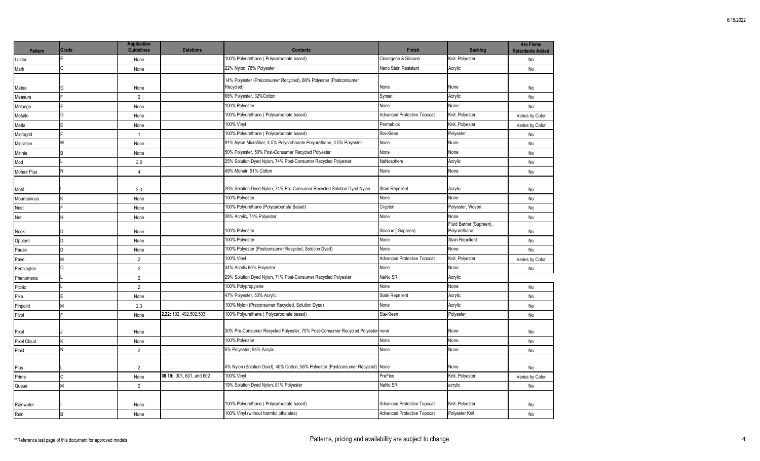| Pattern | Grade | Application Guidelines | Deletions | Contents | Finish | Backing | Are Flame Retardants Added |
|---|---|---|---|---|---|---|---|
| Luster | E | None | | 100% Polyurethane ( Polycarbonate based) | Cleangene & Silicone | Knit, Polyester | No |
| Mark | C | None | | 22% Nylon; 78% Polyester | Nano Stain Resistant | Acrylic | No |
| Mateo | G | None | | 14% Polyester (Preconsumer Recycled), 86% Polyester (Postconsumer Recycled) | None | None | No |
| Measure | F | 2 | | 68% Polyester, 32%Cotton | Synset | Acrylic | No |
| Melange | F | None | | 100% Polyester | None | None | No |
| Metallo | G | None | | 100% Polyurethane ( Polycarbonate based) | Advanced Protective Topcoat | Knit, Polyester | Varies by Color |
| Metta | E | None | | 100% Vinyl | Permablok | Knit, Polyester | Varies by Color |
| Microgrid | F | 1 | | 100% Polyurethane ( Polycarbonate based) | Sta-Kleen | Polyester | No |
| Migration | M | None | | 91% Nylon Microfiber, 4.5% Polycarbonate Polyurethane, 4.5% Polyester | None | None | No |
| Minnie | B | None | | 50% Polyester, 50% Post-Consumer Recycled Polyester | None | None | No |
| Mod | L | 2,6 | | 25% Solution Dyed Nylon, 74% Post-Consumer Recycled Polyester | NaNosphere | Acrylic | No |
| Mohair Plus | N | 4 | | 49% Mohair, 51% Cotton | None | None | No |
| Motif | L | 2,3 | | 26% Solution Dyed Nylon, 74% Pre-Consumer Recycled Solution Dyed Nylon | Stain Repellent | Acrylic | No |
| Mountainous | K | None | | 100% Polyester | None | None | No |
| Nest | F | None | | 100% Polyurethane (Polycarbonate Based) | Crypton | Polyester, Woven | No |
| Net | H | None | | 26% Acrylic, 74% Polyester | None | None | No |
| Nook | D | None | | 100% Polyester | Silicone ( Supreen) | Fluid Barrier (Supreen), Polyurethane | No |
| Opulent | D | None | | 100% Polyester | None | Stain Repellent | No |
| Pause | D | None | | 100% Polyester (Postconsumer Recycled, Solution Dyed) | None | None | No |
| Pave | M | 2 | | 100% Vinyl | Advanced Protective Topcoat | Knit, Polyester | Varies by Color |
| Pennington | O | 2 | | 34% Acrylic 66% Polyester | None | None | No |
| Phenomena | L | 2 | | 29% Solution Dyed Nylon, 71% Post-Consumer Recycled Polyester | NaNo SR | Acrylic | |
| Picnic | L | 2 | | 100% Polypropylene | None | None | No |
| Pika | E | None | | 47% Polyester, 53% Acrylic | Stain Repellent | Acrylic | No |
| Pinpoint | M | 2,3 | | 100% Nylon (Preconsumer Recycled, Solution Dyed) | None | Acrylic | No |
| Pivot | F | None | **2.22:** 102, 402,502,503 | 100% Polyurethane ( Polycarbonate based) | Sta-Kleen | Polyester | No |
| Pixel | J | None | | 30% Pre-Consumer Recycled Polyester, 70% Post-Consumer Recycled Polyester | none | None | No |
| Pixel Cloud | K | None | | 100% Polyester | None | None | No |
| Plaid | N | 2 | | 6% Polyester, 94% Acrylic | None | None | No |
| Plus | L | 2 | | 4% Nylon (Solution Dyed), 40% Cotton, 56% Polyester (Postconsumer Recycled) | None | None | No |
| Prime | C | None | **08.19:** 301, 601, and 602 | 100% Vinyl | PreFixx | Knit, Polyester | Varies by Color |
| Queue | M | 2 | | 19% Solution Dyed Nylon, 81% Polyester | NaNo SR | acrylic | No |
| Rainwater | I | None | | 100% Polyurethane ( Polycarbonate based) | Advanced Protective Topcoat | Knit, Polyester | No |
| Rein | B | None | | 100% Vinyl (without harmful pthalates) | Advanced Protective Topcoat | Polyester Knit | No |

**Reference last page of this document for approved models

Patterns, pricing and availability are subject to change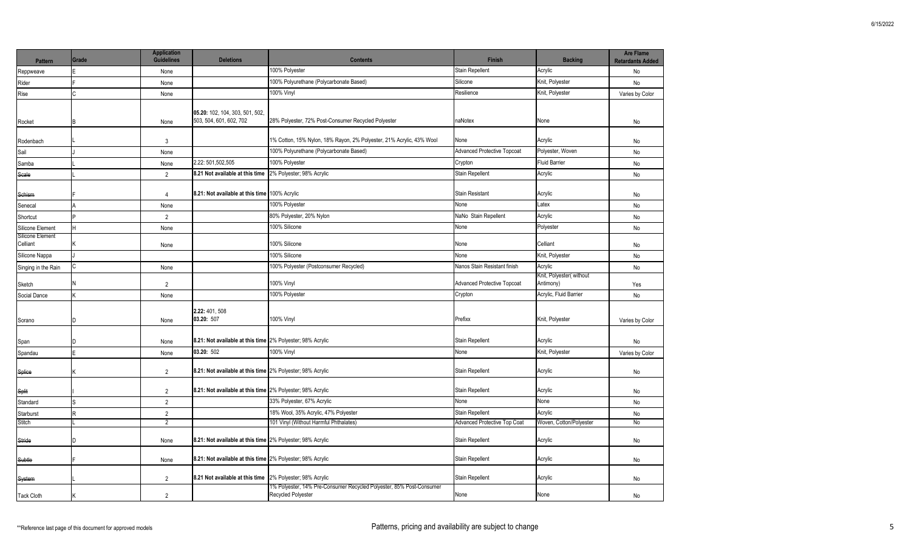| Pattern | Grade | Application Guidelines | Deletions | Contents | Finish | Backing | Are Flame Retardants Added |
|---|---|---|---|---|---|---|---|
| Reppweave | E | None | | 100% Polyester | Stain Repellent | Acrylic | No |
| Rider | F | None | | 100% Polyurethane (Polycarbonate Based) | Silicone | Knit, Polyester | No |
| Rise | C | None | | 100% Vinyl | Resilience | Knit, Polyester | Varies by Color |
| Rocket | B | None | **05.20:** 102, 104, 303, 501, 502, 503, 504, 601, 602, 702 | 28% Polyester, 72% Post-Consumer Recycled Polyester | naNotex | None | No |
| Rodenbach | L | 3 | | 1% Cotton, 15% Nylon, 18% Rayon, 2% Polyester, 21% Acrylic, 43% Wool | None | Acrylic | No |
| Sail | J | None | | 100% Polyurethane (Polycarbonate Based) | Advanced Protective Topcoat | Polyester, Woven | No |
| Samba | L | None | 2.22: 501,502,505 | 100% Polyester | Crypton | Fluid Barrier | No |
| ~~Scale~~ | L | 2 | **8.21 Not available at this time** | 2% Polyester; 98% Acrylic | Stain Repellent | Acrylic | No |
| ~~Schism~~ | F | 4 | **8.21: Not available at this time** | 100% Acrylic | Stain Resistant | Acrylic | No |
| Senecal | A | None | | 100% Polyester | None | Latex | No |
| Shortcut | P | 2 | | 80% Polyester, 20% Nylon | NaNo Stain Repellent | Acrylic | No |
| Silicone Element | H | None | | 100% Silicone | None | Polyester | No |
| Silicone Element Celliant | K | None | | 100% Silicone | None | Celliant | No |
| Silicone Nappa | J | | | 100% Silicone | None | Knit, Polyester | No |
| Singing in the Rain | C | None | | 100% Polyester (Postconsumer Recycled) | Nanos Stain Resistant finish | Acrylic | No |
| Sketch | N | 2 | | 100% Vinyl | Advanced Protective Topcoat | Knit, Polyester( without Antimony) | Yes |
| Social Dance | K | None | | 100% Polyester | Crypton | Acrylic, Fluid Barrier | No |
| Sorano | D | None | **2.22:** 401, 508 **03.20:** 507 | 100% Vinyl | Prefixx | Knit, Polyester | Varies by Color |
| Span | D | None | **8.21: Not available at this time** | 2% Polyester; 98% Acrylic | Stain Repellent | Acrylic | No |
| Spandau | E | None | **03.20:** 502 | 100% Vinyl | None | Knit, Polyester | Varies by Color |
| ~~Splice~~ | K | 2 | **8.21: Not available at this time** | 2% Polyester; 98% Acrylic | Stain Repellent | Acrylic | No |
| ~~Split~~ | I | 2 | **8.21: Not available at this time** | 2% Polyester; 98% Acrylic | Stain Repellent | Acrylic | No |
| Standard | S | 2 | | 33% Polyester, 67% Acrylic | None | None | No |
| Starburst | R | 2 | | 18% Wool, 35% Acrylic, 47% Polyester | Stain Repellent | Acrylic | No |
| Stitch | L | 2 | | 101 Vinyl (Without Harmful Phthalates) | Advanced Protective Top Coat | Woven, Cotton/Polyester | No |
| ~~Stride~~ | D | None | **8.21: Not available at this time** | 2% Polyester; 98% Acrylic | Stain Repellent | Acrylic | No |
| ~~Subtle~~ | F | None | **8.21: Not available at this time** | 2% Polyester; 98% Acrylic | Stain Repellent | Acrylic | No |
| ~~System~~ | L | 2 | **8.21 Not available at this time** | 2% Polyester; 98% Acrylic | Stain Repellent | Acrylic | No |
| Tack Cloth | K | 2 | | 1% Polyester, 14% Pre-Consumer Recycled Polyester, 85% Post-Consumer Recycled Polyester | None | None | No |

**Reference last page of this document for approved models

Patterns, pricing and availability are subject to change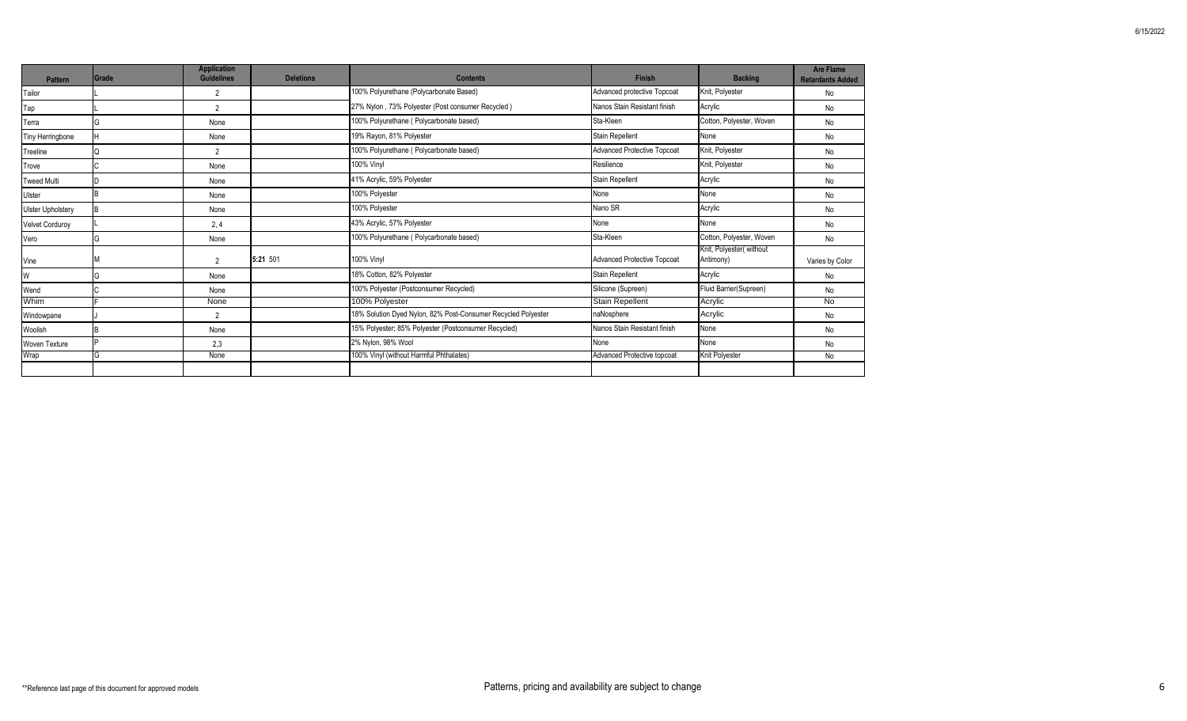| Pattern | Grade | Application Guidelines | Deletions | Contents | Finish | Backing | Are Flame Retardants Added |
| --- | --- | --- | --- | --- | --- | --- | --- |
| Tailor | L | 2 | | 100% Polyurethane (Polycarbonate Based) | Advanced protective Topcoat | Knit, Polyester | No |
| Tap | L | 2 | | 27% Nylon , 73% Polyester (Post consumer Recycled ) | Nanos Stain Resistant finish | Acrylic | No |
| Terra | G | None | | 100% Polyurethane ( Polycarbonate based) | Sta-Kleen | Cotton, Polyester, Woven | No |
| Tiny Herringbone | H | None | | 19% Rayon, 81% Polyester | Stain Repellent | None | No |
| Treeline | Q | 2 | | 100% Polyurethane ( Polycarbonate based) | Advanced Protective Topcoat | Knit, Polyester | No |
| Trove | C | None | | 100% Vinyl | Resilience | Knit, Polyester | No |
| Tweed Multi | D | None | | 41% Acrylic, 59% Polyester | Stain Repellent | Acrylic | No |
| Ulster | B | None | | 100% Polyester | None | None | No |
| Ulster Upholstery | B | None | | 100% Polyester | Nano SR | Acrylic | No |
| Velvet Corduroy | L | 2, 4 | | 43% Acrylic, 57% Polyester | None | None | No |
| Vero | G | None | | 100% Polyurethane ( Polycarbonate based) | Sta-Kleen | Cotton, Polyester, Woven | No |
| Vine | M | 2 | **5:21** 501 | 100% Vinyl | Advanced Protective Topcoat | Knit, Polyester( without Antimony) | Varies by Color |
| W | G | None | | 18% Cotton, 82% Polyester | Stain Repellent | Acrylic | No |
| Wend | C | None | | 100% Polyester (Postconsumer Recycled) | Silicone (Supreen) | Fluid Barrier(Supreen) | No |
| Whim | F | None | | 100% Polyester | Stain Repellent | Acrylic | No |
| Windowpane | J | 2 | | 18% Solution Dyed Nylon, 82% Post-Consumer Recycled Polyester | naNosphere | Acrylic | No |
| Woolish | B | None | | 15% Polyester; 85% Polyester (Postconsumer Recycled) | Nanos Stain Resistant finish | None | No |
| Woven Texture | P | 2,3 | | 2% Nylon, 98% Wool | None | None | No |
| Wrap | G | None | | 100% Vinyl (without Harmful Phthalates) | Advanced Protective topcoat | Knit Polyester | No |

**Reference last page of this document for approved models

Patterns, pricing and availability are subject to change